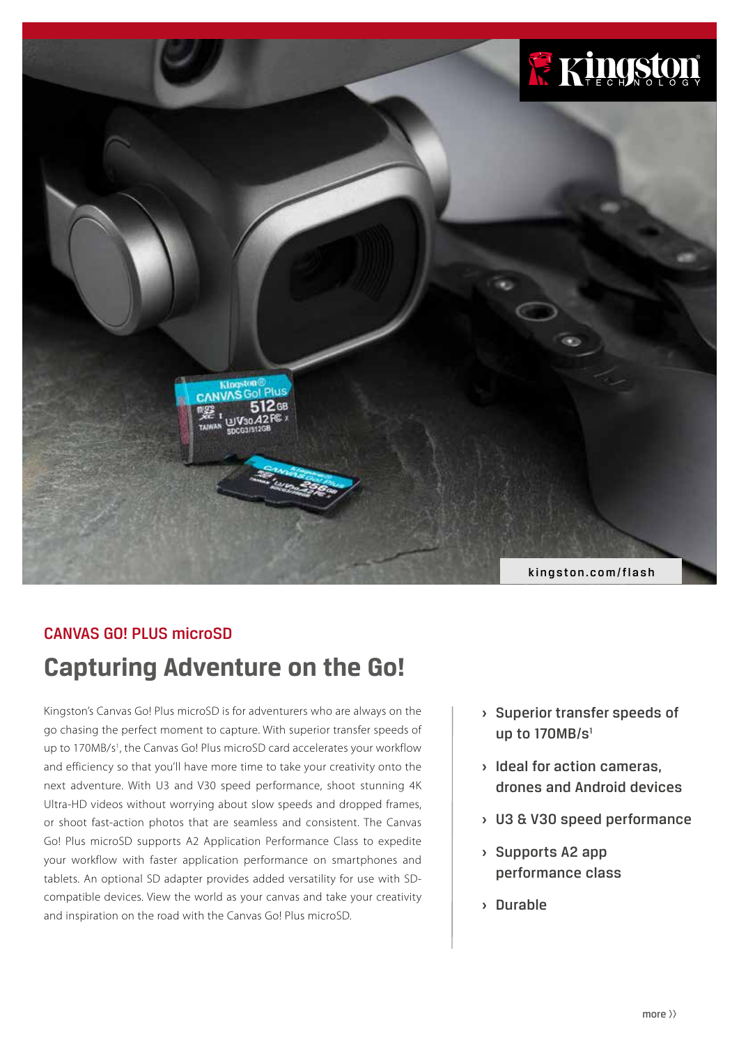kingston.com/flash

CANVAS GO! PLUS microSD

# Capturing Adventure on the Go!

Kingston's Canvas Go! Plus microSD is for adventurers who are always on the go chasing the perfect moment to capture. With superior transfer speeds of up to 170MB/s[1], the Canvas Go! Plus microSD card accelerates your workflow and efficiency so that you'll have more time to take your creativity onto the next adventure. With U3 and V30 speed performance, shoot stunning 4K Ultra-HD videos without worrying about slow speeds and dropped frames, or shoot fast-action photos that are seamless and consistent. The Canvas Go! Plus microSD supports A2 Application Performance Class to expedite your workflow with faster application performance on smartphones and tablets. An optional SD adapter provides added versatility for use with SD-compatible devices. View the world as your canvas and take your creativity and inspiration on the road with the Canvas Go! Plus microSD.

- Superior transfer speeds of up to 170MB/s[1]
- Ideal for action cameras, drones and Android devices
- U3 & V30 speed performance
- Supports A2 app performance class
- Durable

more ››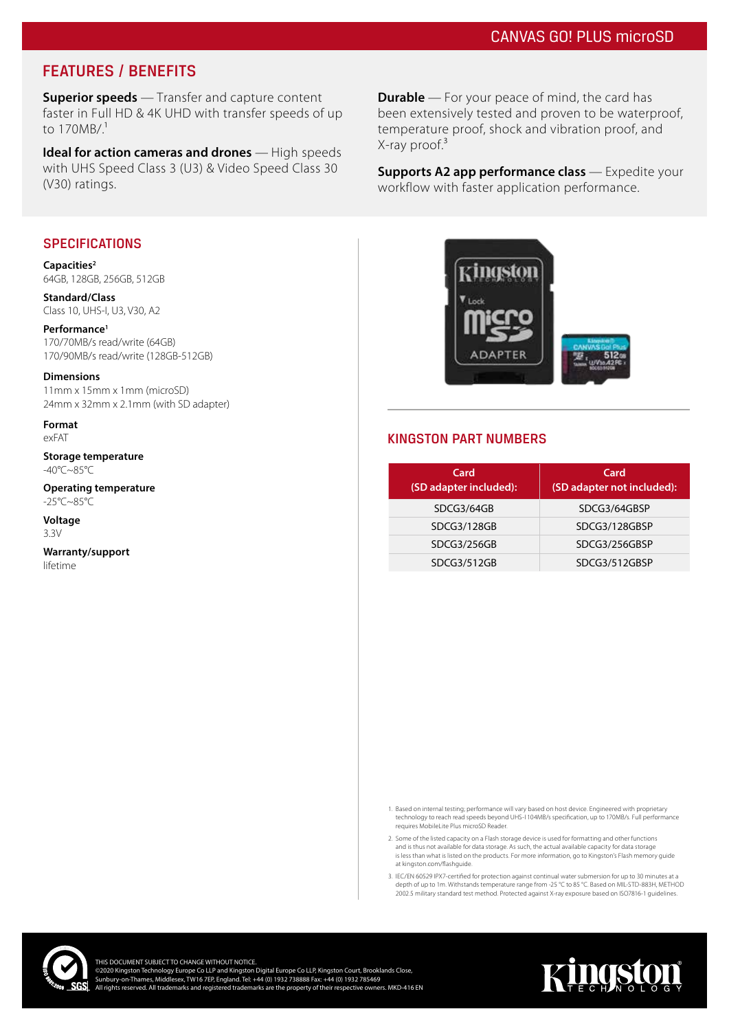## FEATURES / BENEFITS

**Superior speeds** — Transfer and capture content faster in Full HD & 4K UHD with transfer speeds of up to 170MB/.[1]

**Ideal for action cameras and drones** — High speeds with UHS Speed Class 3 (U3) & Video Speed Class 30 (V30) ratings.

**Durable** — For your peace of mind, the card has been extensively tested and proven to be waterproof, temperature proof, shock and vibration proof, and X-ray proof.[3]

**Supports A2 app performance class** — Expedite your workflow with faster application performance.

## SPECIFICATIONS

**Capacities**[2]
64GB, 128GB, 256GB, 512GB

**Standard/Class**
Class 10, UHS-I, U3, V30, A2

**Performance**[1]
170/70MB/s read/write (64GB)
170/90MB/s read/write (128GB-512GB)

**Dimensions**
11mm x 15mm x 1mm (microSD)
24mm x 32mm x 2.1mm (with SD adapter)

**Format**
exFAT

**Storage temperature**
-40°C~85°C

**Operating temperature**
-25°C~85°C

**Voltage**
3.3V

**Warranty/support**
lifetime

## KINGSTON PART NUMBERS

| Card (SD adapter included): | Card (SD adapter not included): |
|---|---|
| SDCG3/64GB | SDCG3/64GBSP |
| SDCG3/128GB | SDCG3/128GBSP |
| SDCG3/256GB | SDCG3/256GBSP |
| SDCG3/512GB | SDCG3/512GBSP |

1. Based on internal testing; performance will vary based on host device. Engineered with proprietary technology to reach read speeds beyond UHS-I 104MB/s specification, up to 170MB/s. Full performance requires MobileLite Plus microSD Reader.
2. Some of the listed capacity on a Flash storage device is used for formatting and other functions and is thus not available for data storage. As such, the actual available capacity for data storage is less than what is listed on the products. For more information, go to Kingston's Flash memory guide at kingston.com/flashguide.
3. IEC/EN 60529 IPX7-certified for protection against continual water submersion for up to 30 minutes at a depth of up to 1m. Withstands temperature range from -25 °C to 85 °C. Based on MIL-STD-883H, METHOD 2002.5 military standard test method. Protected against X-ray exposure based on ISO7816-1 guidelines.

THIS DOCUMENT SUBJECT TO CHANGE WITHOUT NOTICE.
©2020 Kingston Technology Europe Co LLP and Kingston Digital Europe Co LLP, Kingston Court, Brooklands Close, Sunbury-on-Thames, Middlesex, TW16 7EP, England. Tel: +44 (0) 1932 738888 Fax: +44 (0) 1932 785469
All rights reserved. All trademarks and registered trademarks are the property of their respective owners. MKD-416 EN